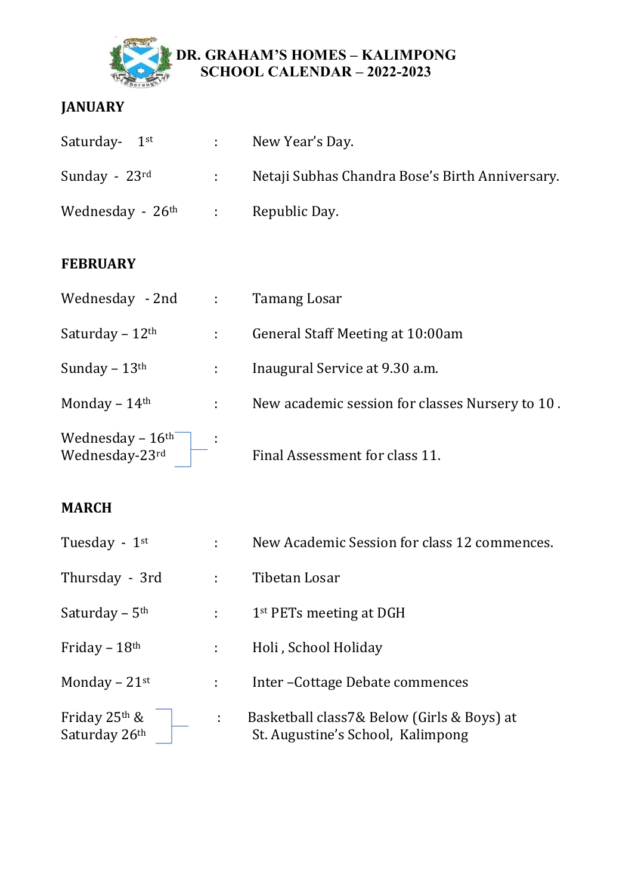# DR. GRAHAM'S HOMES – KALIMPONG
## SCHOOL CALENDAR – 2022-2023

### JANUARY

| | | |
|---|---|---|
| Saturday- 1st | : | New Year's Day. |
| Sunday - 23rd | : | Netaji Subhas Chandra Bose's Birth Anniversary. |
| Wednesday - 26th | : | Republic Day. |

### FEBRUARY

| | | |
|---|---|---|
| Wednesday - 2nd | : | Tamang Losar |
| Saturday – 12th | : | General Staff Meeting at 10:00am |
| Sunday – 13th | : | Inaugural Service at 9.30 a.m. |
| Monday – 14th | : | New academic session for classes Nursery to 10 . |
| Wednesday – 16th<br>Wednesday-23rd | : | Final Assessment for class 11. |

### MARCH

| | | |
|---|---|---|
| Tuesday - 1st | : | New Academic Session for class 12 commences. |
| Thursday - 3rd | : | Tibetan Losar |
| Saturday – 5th | : | 1st PETs meeting at DGH |
| Friday – 18th | : | Holi , School Holiday |
| Monday – 21st | : | Inter –Cottage Debate commences |
| Friday 25th &<br>Saturday 26th | : | Basketball class7& Below (Girls & Boys) at St. Augustine's School, Kalimpong |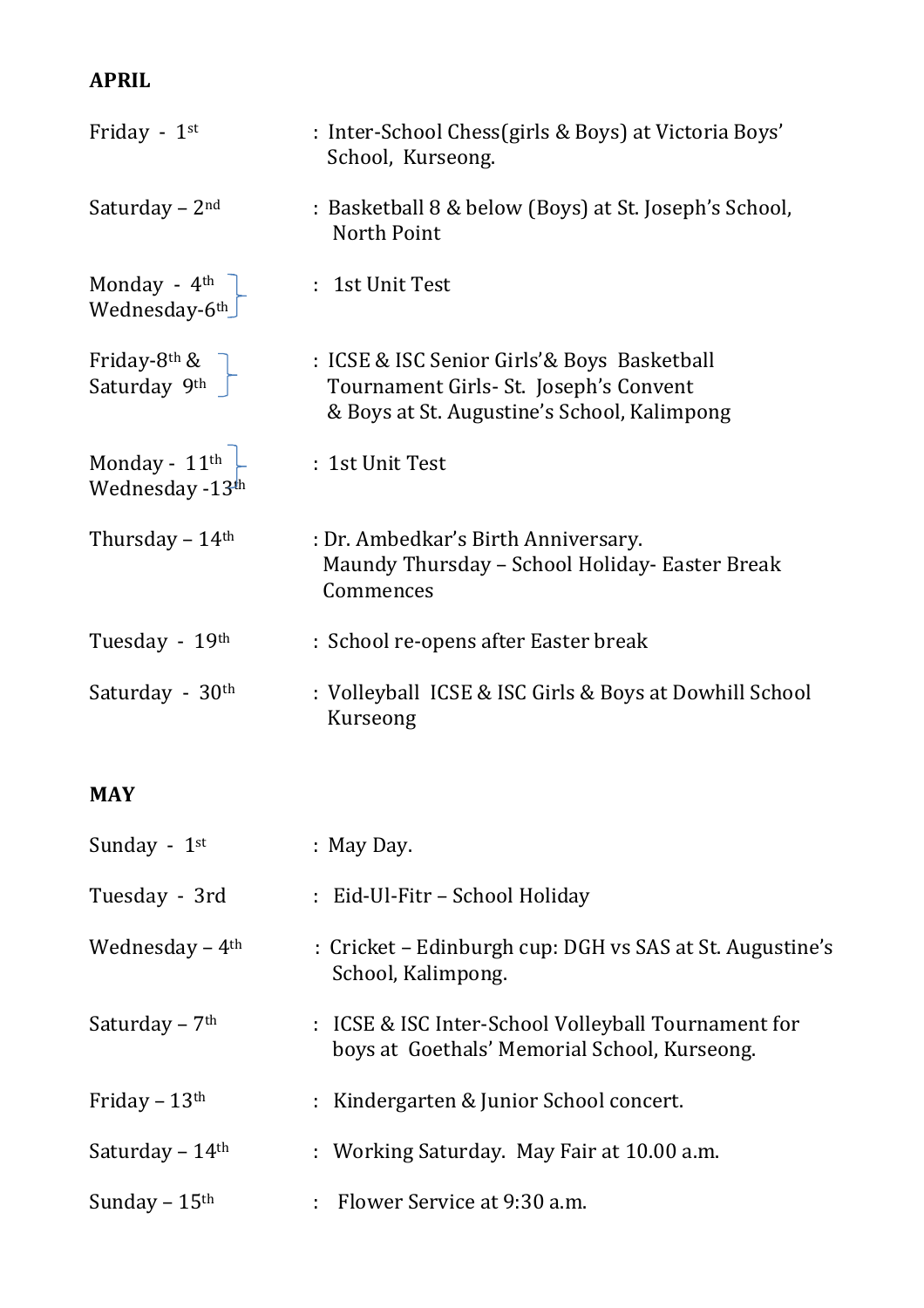## APRIL

| | |
|---|---|
| Friday - 1st | : Inter-School Chess(girls & Boys) at Victoria Boys' School, Kurseong. |
| Saturday – 2nd | : Basketball 8 & below (Boys) at St. Joseph's School, North Point |
| Monday - 4th<br>Wednesday-6th | : 1st Unit Test |
| Friday-8th &<br>Saturday 9th | : ICSE & ISC Senior Girls'& Boys Basketball Tournament Girls- St. Joseph's Convent & Boys at St. Augustine's School, Kalimpong |
| Monday - 11th<br>Wednesday -13th | : 1st Unit Test |
| Thursday – 14th | : Dr. Ambedkar's Birth Anniversary.<br>Maundy Thursday – School Holiday- Easter Break Commences |
| Tuesday - 19th | : School re-opens after Easter break |
| Saturday - 30th | : Volleyball ICSE & ISC Girls & Boys at Dowhill School Kurseong |

## MAY

| | |
|---|---|
| Sunday - 1st | : May Day. |
| Tuesday - 3rd | : Eid-Ul-Fitr – School Holiday |
| Wednesday – 4th | : Cricket – Edinburgh cup: DGH vs SAS at St. Augustine's School, Kalimpong. |
| Saturday – 7th | : ICSE & ISC Inter-School Volleyball Tournament for boys at Goethals' Memorial School, Kurseong. |
| Friday – 13th | : Kindergarten & Junior School concert. |
| Saturday – 14th | : Working Saturday. May Fair at 10.00 a.m. |
| Sunday – 15th | : Flower Service at 9:30 a.m. |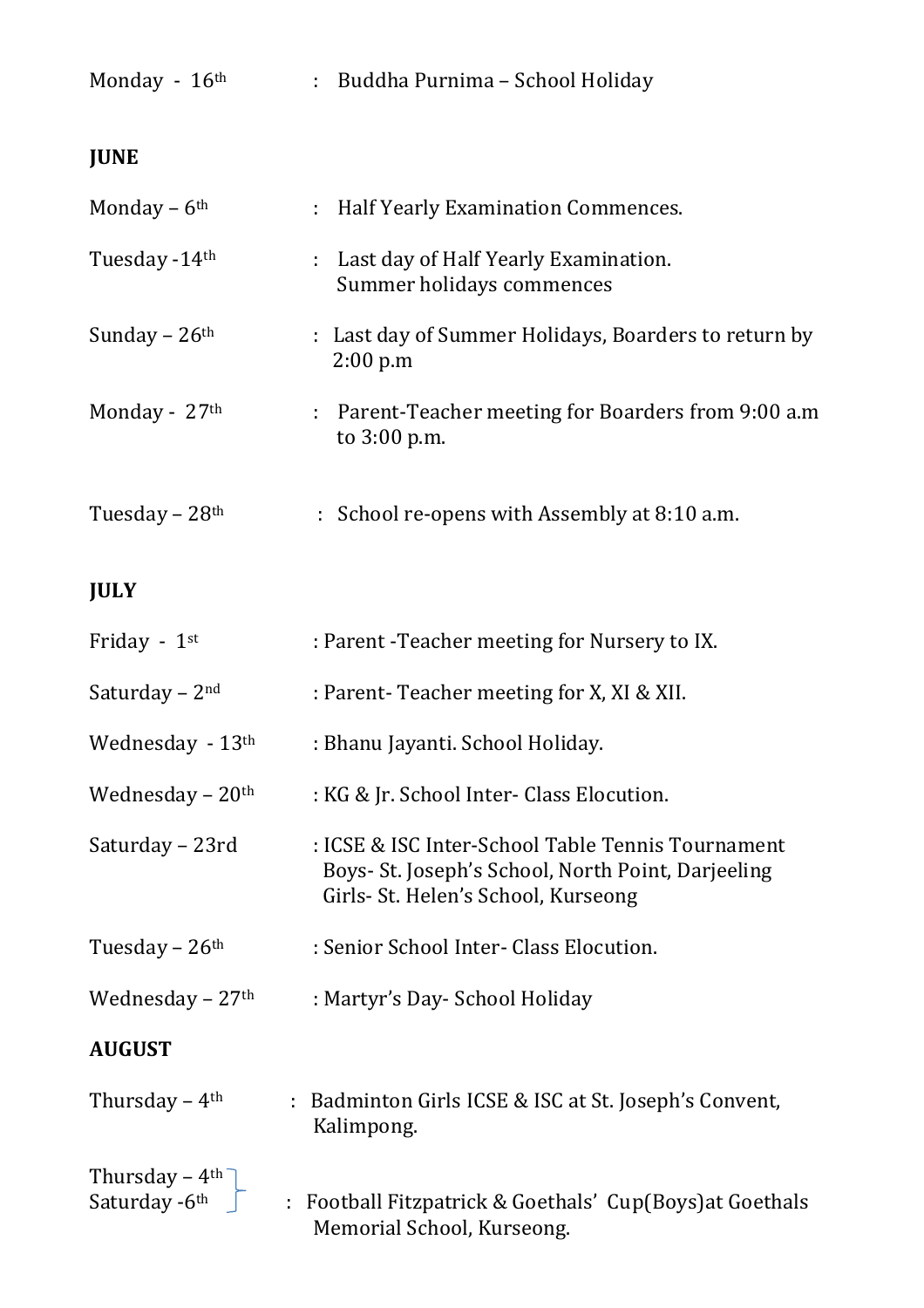Monday - 16th : Buddha Purnima – School Holiday

**JUNE**

Monday – 6th : Half Yearly Examination Commences.

Tuesday -14th : Last day of Half Yearly Examination.
Summer holidays commences

Sunday – 26th : Last day of Summer Holidays, Boarders to return by 2:00 p.m

Monday - 27th : Parent-Teacher meeting for Boarders from 9:00 a.m to 3:00 p.m.

Tuesday – 28th : School re-opens with Assembly at 8:10 a.m.

**JULY**

Friday - 1st : Parent -Teacher meeting for Nursery to IX.

Saturday – 2nd : Parent- Teacher meeting for X, XI & XII.

Wednesday - 13th : Bhanu Jayanti. School Holiday.

Wednesday – 20th : KG & Jr. School Inter- Class Elocution.

Saturday – 23rd : ICSE & ISC Inter-School Table Tennis Tournament
Boys- St. Joseph's School, North Point, Darjeeling
Girls- St. Helen's School, Kurseong

Tuesday – 26th : Senior School Inter- Class Elocution.

Wednesday – 27th : Martyr's Day- School Holiday

**AUGUST**

Thursday – 4th : Badminton Girls ICSE & ISC at St. Joseph's Convent, Kalimpong.

Thursday – 4th
Saturday -6th : Football Fitzpatrick & Goethals' Cup(Boys)at Goethals Memorial School, Kurseong.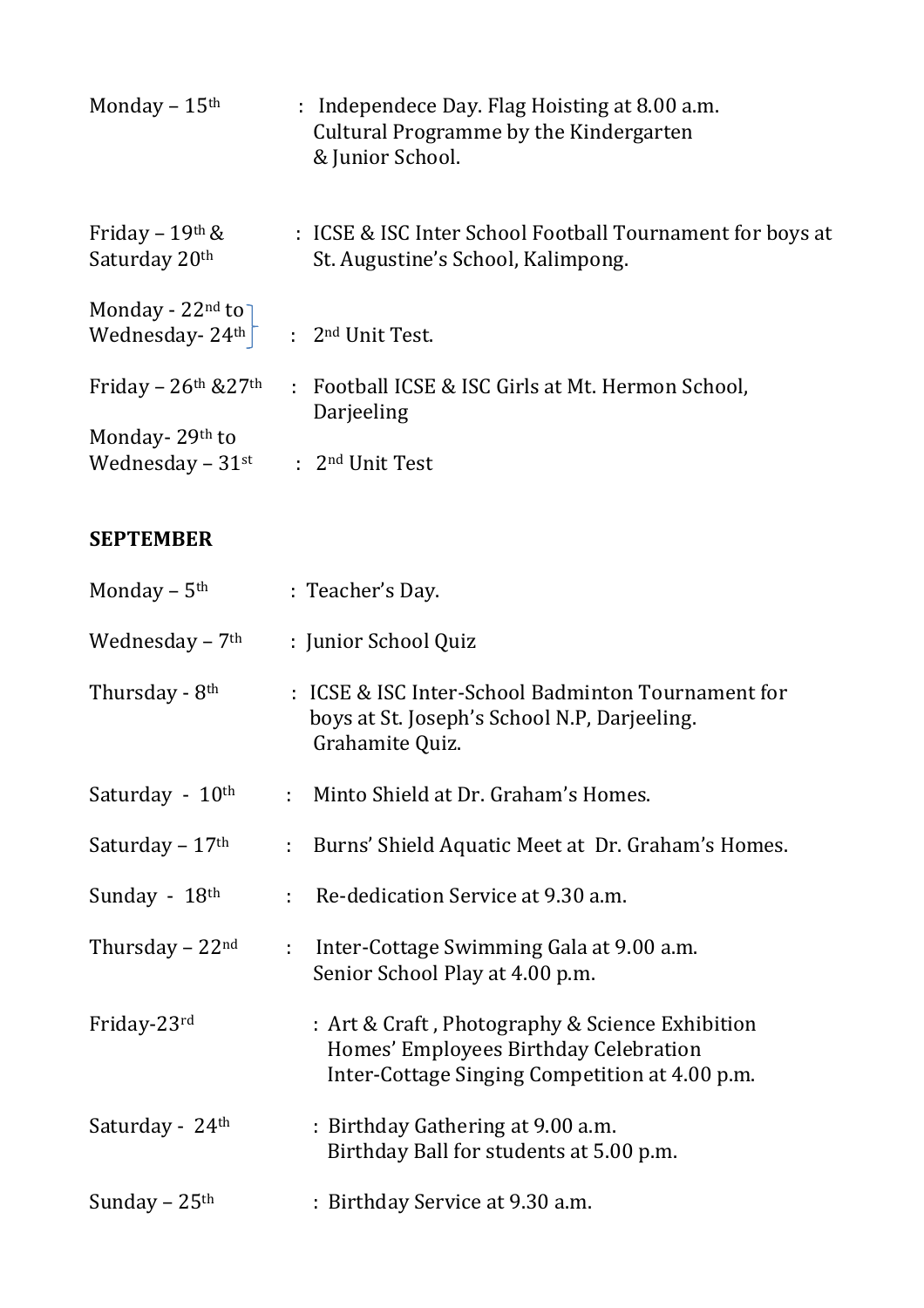Monday – 15th : Independece Day. Flag Hoisting at 8.00 a.m.
Cultural Programme by the Kindergarten
& Junior School.

Friday – 19th & Saturday 20th : ICSE & ISC Inter School Football Tournament for boys at St. Augustine's School, Kalimpong.

Monday - 22nd to Wednesday- 24th : 2nd Unit Test.

Friday – 26th &27th : Football ICSE & ISC Girls at Mt. Hermon School, Darjeeling

Monday- 29th to Wednesday – 31st : 2nd Unit Test

**SEPTEMBER**

Monday – 5th : Teacher's Day.

Wednesday – 7th : Junior School Quiz

Thursday - 8th : ICSE & ISC Inter-School Badminton Tournament for boys at St. Joseph's School N.P, Darjeeling.
Grahamite Quiz.

Saturday - 10th : Minto Shield at Dr. Graham's Homes.

Saturday – 17th : Burns' Shield Aquatic Meet at Dr. Graham's Homes.

Sunday - 18th : Re-dedication Service at 9.30 a.m.

Thursday – 22nd : Inter-Cottage Swimming Gala at 9.00 a.m.
Senior School Play at 4.00 p.m.

Friday-23rd : Art & Craft , Photography & Science Exhibition
Homes' Employees Birthday Celebration
Inter-Cottage Singing Competition at 4.00 p.m.

Saturday - 24th : Birthday Gathering at 9.00 a.m.
Birthday Ball for students at 5.00 p.m.

Sunday – 25th : Birthday Service at 9.30 a.m.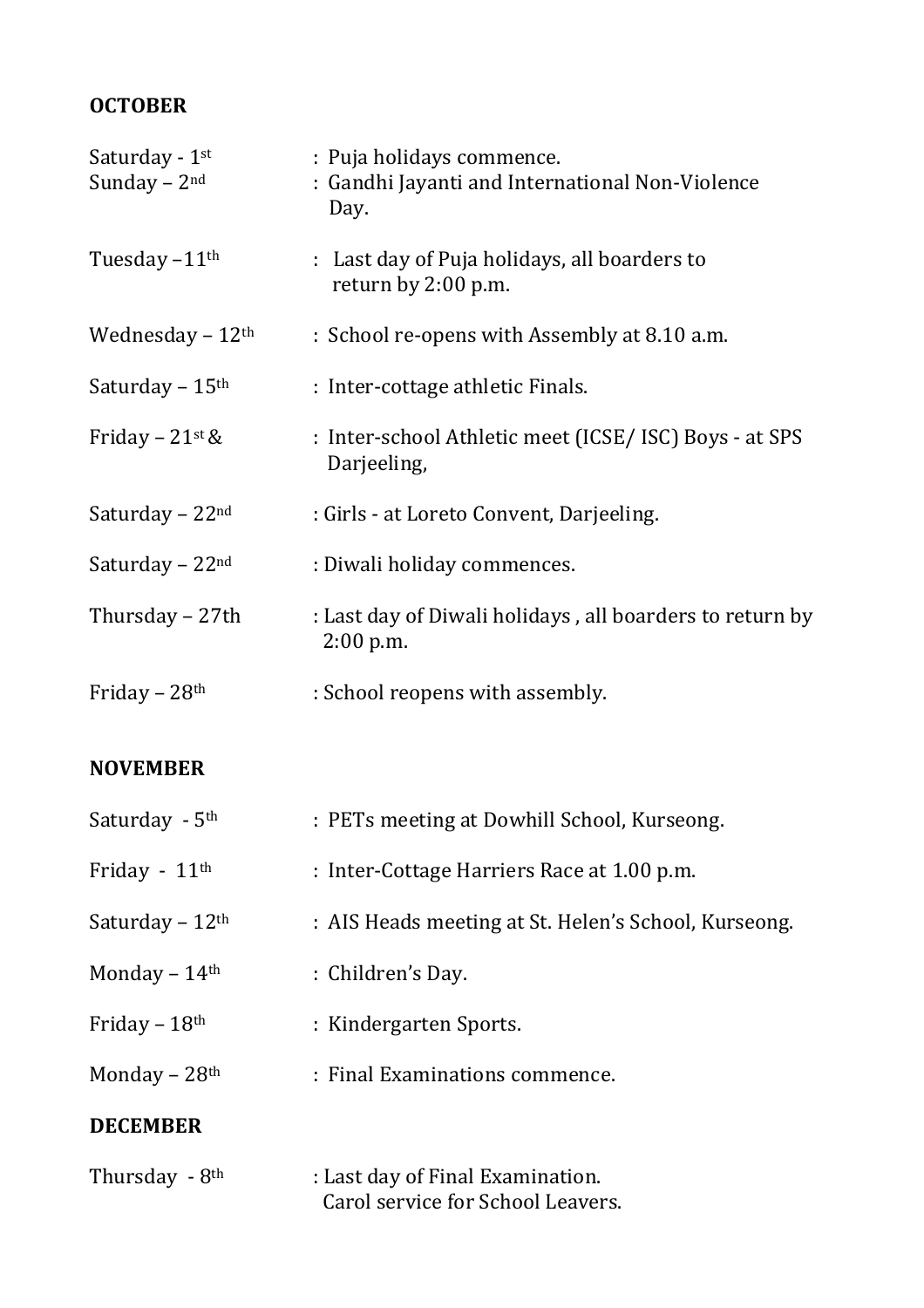**OCTOBER**

| | |
|---|---|
| Saturday - 1st | : Puja holidays commence. |
| Sunday – 2nd | : Gandhi Jayanti and International Non-Violence Day. |
| Tuesday –11th | : Last day of Puja holidays, all boarders to return by 2:00 p.m. |
| Wednesday – 12th | : School re-opens with Assembly at 8.10 a.m. |
| Saturday – 15th | : Inter-cottage athletic Finals. |
| Friday – 21st & | : Inter-school Athletic meet (ICSE/ ISC) Boys - at SPS Darjeeling, |
| Saturday – 22nd | : Girls - at Loreto Convent, Darjeeling. |
| Saturday – 22nd | : Diwali holiday commences. |
| Thursday – 27th | : Last day of Diwali holidays , all boarders to return by 2:00 p.m. |
| Friday – 28th | : School reopens with assembly. |

**NOVEMBER**

| | |
|---|---|
| Saturday - 5th | : PETs meeting at Dowhill School, Kurseong. |
| Friday - 11th | : Inter-Cottage Harriers Race at 1.00 p.m. |
| Saturday – 12th | : AIS Heads meeting at St. Helen's School, Kurseong. |
| Monday – 14th | : Children's Day. |
| Friday – 18th | : Kindergarten Sports. |
| Monday – 28th | : Final Examinations commence. |

**DECEMBER**

| | |
|---|---|
| Thursday - 8th | : Last day of Final Examination. Carol service for School Leavers. |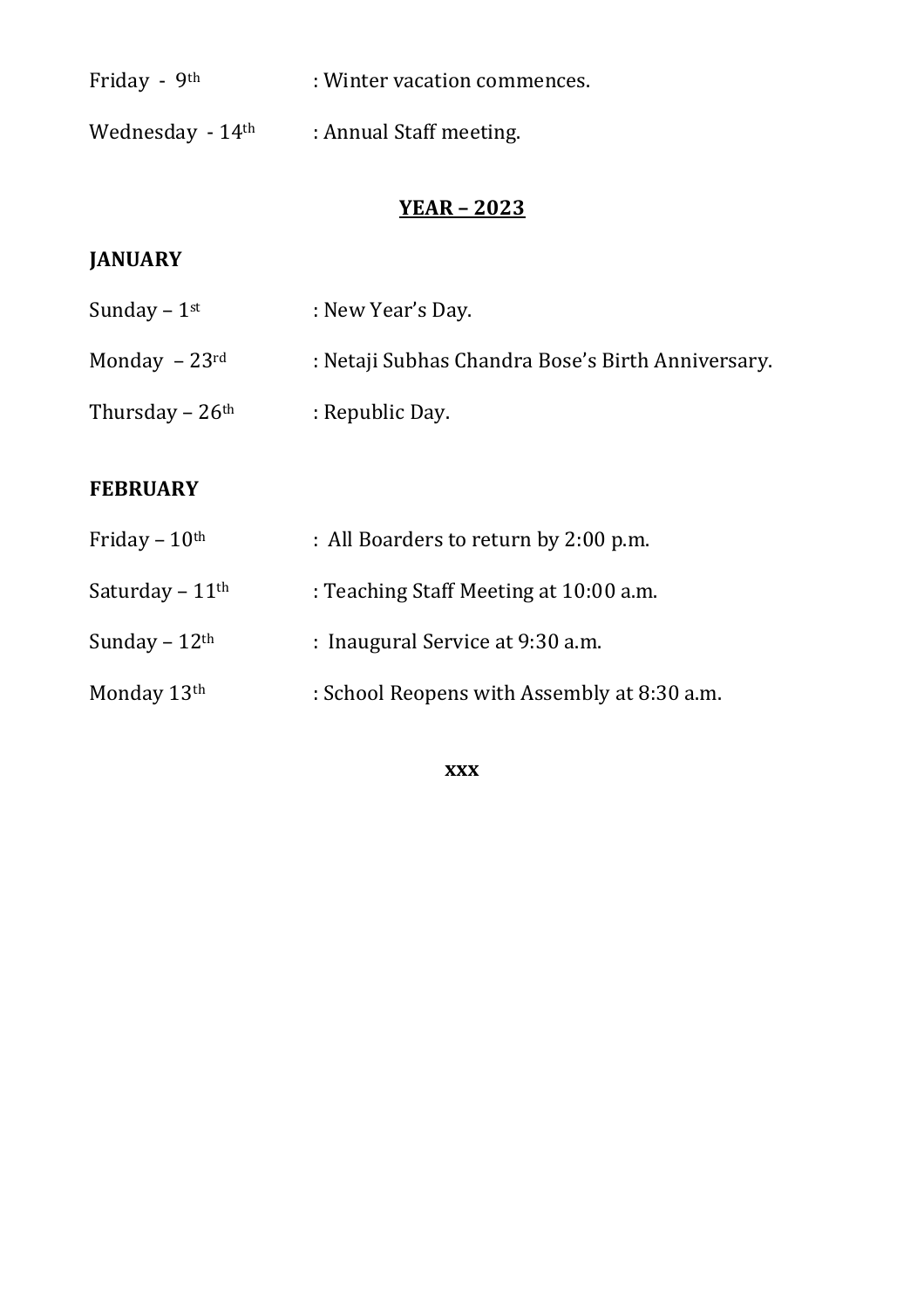Friday - 9th : Winter vacation commences.

Wednesday - 14th : Annual Staff meeting.

## YEAR – 2023

### JANUARY

Sunday – 1st : New Year's Day.

Monday – 23rd : Netaji Subhas Chandra Bose's Birth Anniversary.

Thursday – 26th : Republic Day.

### FEBRUARY

Friday – 10th : All Boarders to return by 2:00 p.m.

Saturday – 11th : Teaching Staff Meeting at 10:00 a.m.

Sunday – 12th : Inaugural Service at 9:30 a.m.

Monday 13th : School Reopens with Assembly at 8:30 a.m.

**xxx**